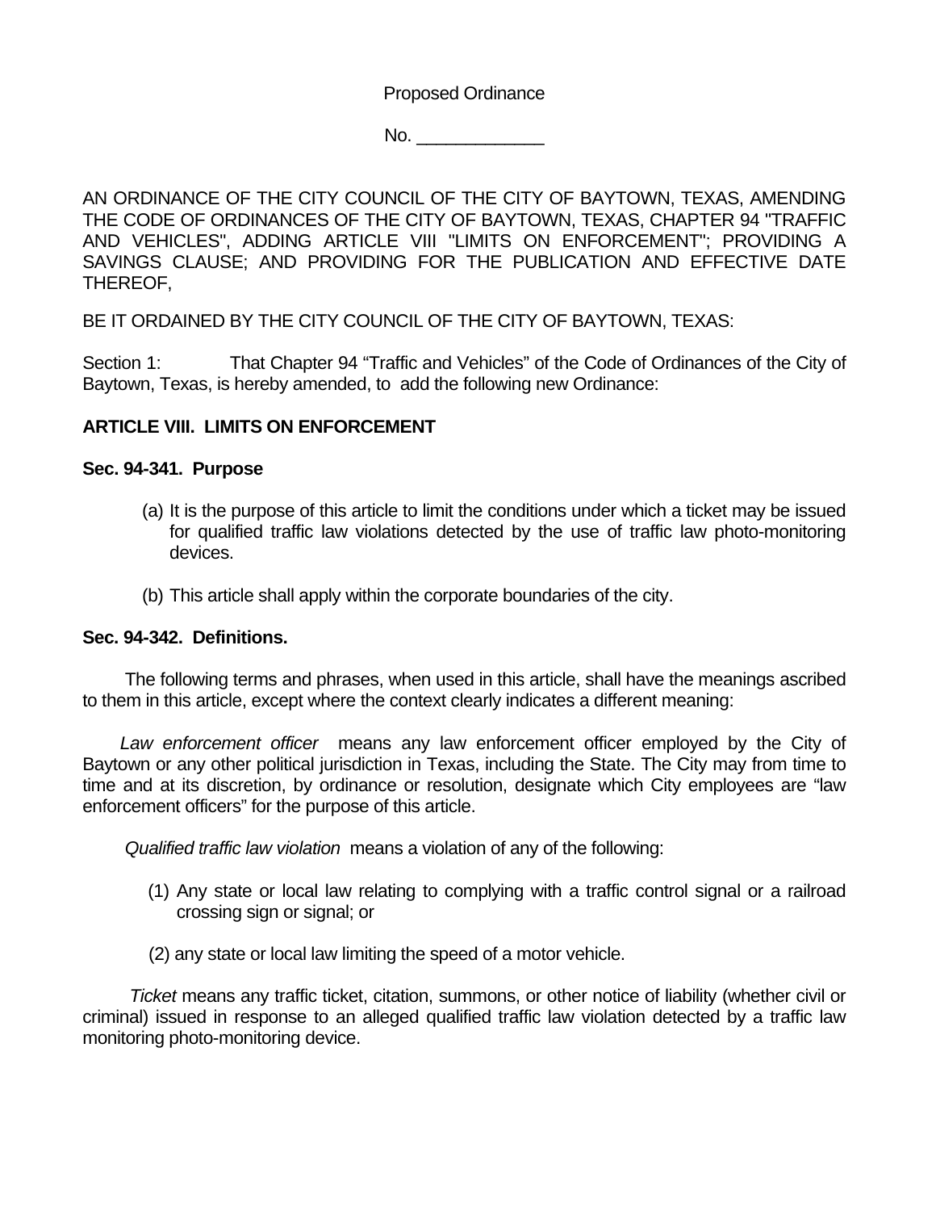Proposed Ordinance

No. _____________

AN ORDINANCE OF THE CITY COUNCIL OF THE CITY OF BAYTOWN, TEXAS, AMENDING THE CODE OF ORDINANCES OF THE CITY OF BAYTOWN, TEXAS, CHAPTER 94 "TRAFFIC AND VEHICLES", ADDING ARTICLE VIII "LIMITS ON ENFORCEMENT"; PROVIDING A SAVINGS CLAUSE; AND PROVIDING FOR THE PUBLICATION AND EFFECTIVE DATE THEREOF,

BE IT ORDAINED BY THE CITY COUNCIL OF THE CITY OF BAYTOWN, TEXAS:

Section 1: That Chapter 94 “Traffic and Vehicles” of the Code of Ordinances of the City of Baytown, Texas, is hereby amended, to add the following new Ordinance:

**ARTICLE VIII. LIMITS ON ENFORCEMENT**

**Sec. 94-341. Purpose**

(a) It is the purpose of this article to limit the conditions under which a ticket may be issued for qualified traffic law violations detected by the use of traffic law photo-monitoring devices.

(b) This article shall apply within the corporate boundaries of the city.

**Sec. 94-342. Definitions.**

The following terms and phrases, when used in this article, shall have the meanings ascribed to them in this article, except where the context clearly indicates a different meaning:

*Law enforcement officer* means any law enforcement officer employed by the City of Baytown or any other political jurisdiction in Texas, including the State. The City may from time to time and at its discretion, by ordinance or resolution, designate which City employees are “law enforcement officers” for the purpose of this article.

*Qualified traffic law violation* means a violation of any of the following:

(1) Any state or local law relating to complying with a traffic control signal or a railroad crossing sign or signal; or

(2) any state or local law limiting the speed of a motor vehicle.

*Ticket* means any traffic ticket, citation, summons, or other notice of liability (whether civil or criminal) issued in response to an alleged qualified traffic law violation detected by a traffic law monitoring photo-monitoring device.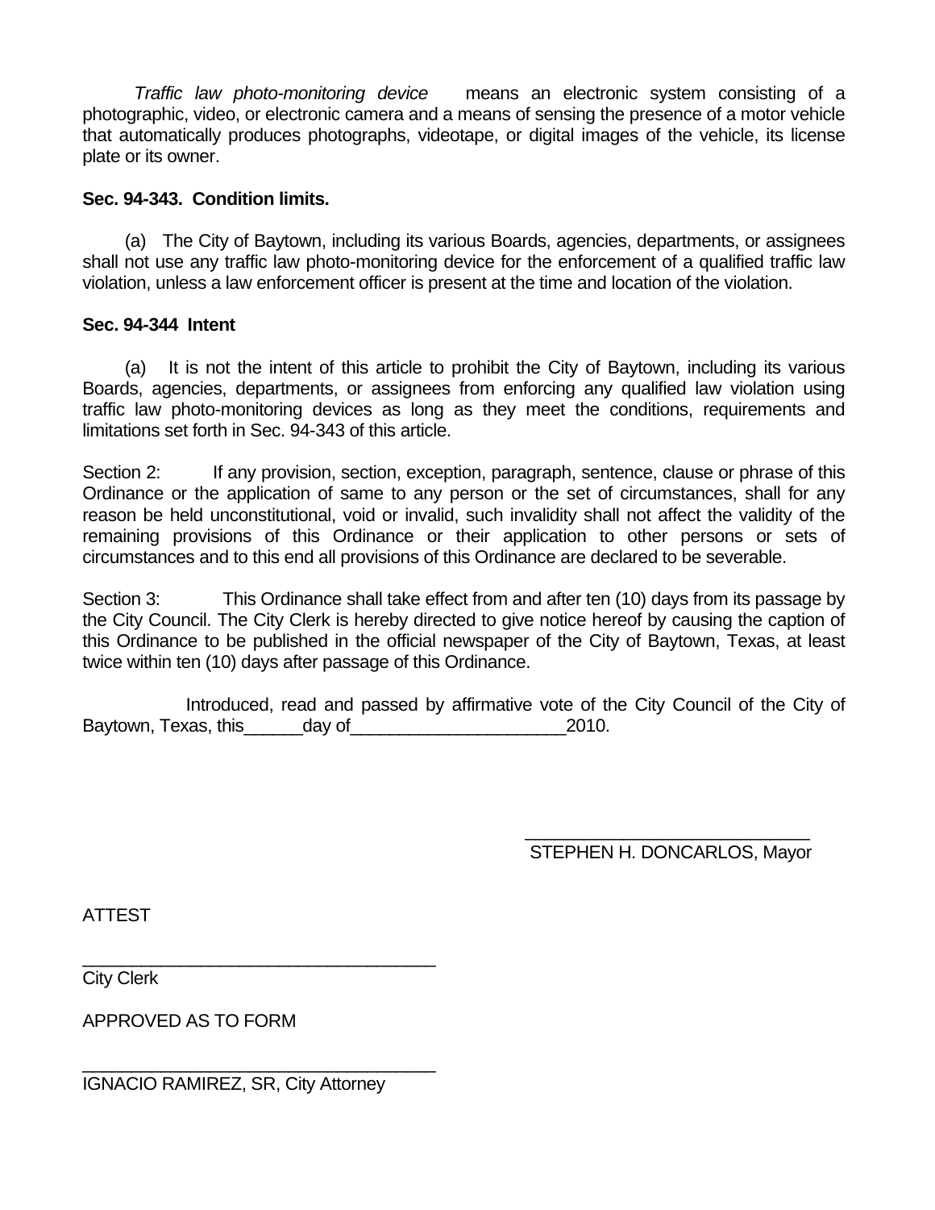*Traffic law photo-monitoring device* means an electronic system consisting of a photographic, video, or electronic camera and a means of sensing the presence of a motor vehicle that automatically produces photographs, videotape, or digital images of the vehicle, its license plate or its owner.

**Sec. 94-343. Condition limits.**

(a) The City of Baytown, including its various Boards, agencies, departments, or assignees shall not use any traffic law photo-monitoring device for the enforcement of a qualified traffic law violation, unless a law enforcement officer is present at the time and location of the violation.

**Sec. 94-344 Intent**

(a) It is not the intent of this article to prohibit the City of Baytown, including its various Boards, agencies, departments, or assignees from enforcing any qualified law violation using traffic law photo-monitoring devices as long as they meet the conditions, requirements and limitations set forth in Sec. 94-343 of this article.

Section 2: If any provision, section, exception, paragraph, sentence, clause or phrase of this Ordinance or the application of same to any person or the set of circumstances, shall for any reason be held unconstitutional, void or invalid, such invalidity shall not affect the validity of the remaining provisions of this Ordinance or their application to other persons or sets of circumstances and to this end all provisions of this Ordinance are declared to be severable.

Section 3: This Ordinance shall take effect from and after ten (10) days from its passage by the City Council. The City Clerk is hereby directed to give notice hereof by causing the caption of this Ordinance to be published in the official newspaper of the City of Baytown, Texas, at least twice within ten (10) days after passage of this Ordinance.

Introduced, read and passed by affirmative vote of the City Council of the City of Baytown, Texas, this______day of______________________2010.

______________________________
STEPHEN H. DONCARLOS, Mayor

ATTEST

_____________________________________
City Clerk

APPROVED AS TO FORM

_____________________________________
IGNACIO RAMIREZ, SR, City Attorney